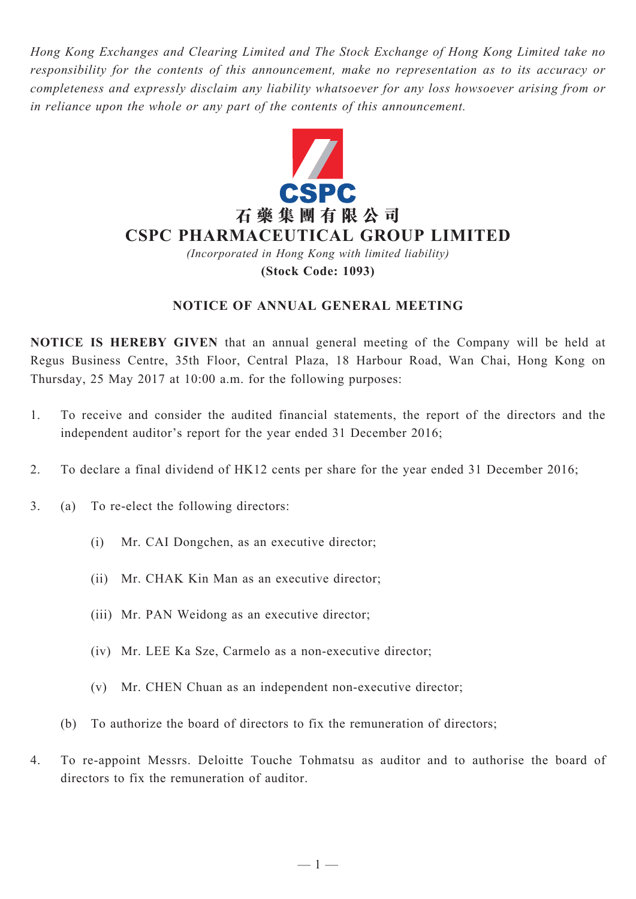*Hong Kong Exchanges and Clearing Limited and The Stock Exchange of Hong Kong Limited take no responsibility for the contents of this announcement, make no representation as to its accuracy or completeness and expressly disclaim any liability whatsoever for any loss howsoever arising from or in reliance upon the whole or any part of the contents of this announcement.*

CSPC

# 石藥集團有限公司
# CSPC PHARMACEUTICAL GROUP LIMITED

*(Incorporated in Hong Kong with limited liability)*

**(Stock Code: 1093)**

## NOTICE OF ANNUAL GENERAL MEETING

**NOTICE IS HEREBY GIVEN** that an annual general meeting of the Company will be held at Regus Business Centre, 35th Floor, Central Plaza, 18 Harbour Road, Wan Chai, Hong Kong on Thursday, 25 May 2017 at 10:00 a.m. for the following purposes:

1. To receive and consider the audited financial statements, the report of the directors and the independent auditor's report for the year ended 31 December 2016;

2. To declare a final dividend of HK12 cents per share for the year ended 31 December 2016;

3. (a) To re-elect the following directors:

   (i) Mr. CAI Dongchen, as an executive director;

   (ii) Mr. CHAK Kin Man as an executive director;

   (iii) Mr. PAN Weidong as an executive director;

   (iv) Mr. LEE Ka Sze, Carmelo as a non-executive director;

   (v) Mr. CHEN Chuan as an independent non-executive director;

   (b) To authorize the board of directors to fix the remuneration of directors;

4. To re-appoint Messrs. Deloitte Touche Tohmatsu as auditor and to authorise the board of directors to fix the remuneration of auditor.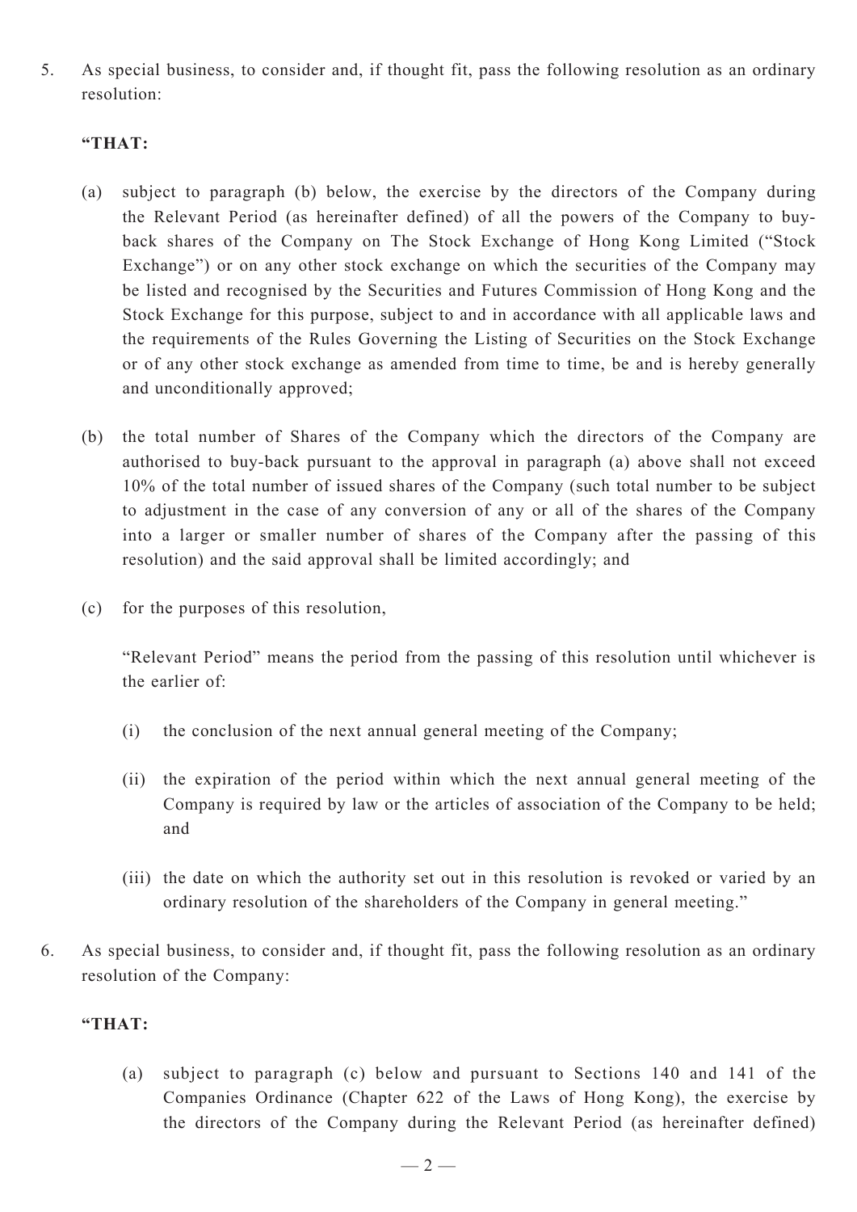5. As special business, to consider and, if thought fit, pass the following resolution as an ordinary resolution:

   **"THAT:**

   (a) subject to paragraph (b) below, the exercise by the directors of the Company during the Relevant Period (as hereinafter defined) of all the powers of the Company to buy-back shares of the Company on The Stock Exchange of Hong Kong Limited ("Stock Exchange") or on any other stock exchange on which the securities of the Company may be listed and recognised by the Securities and Futures Commission of Hong Kong and the Stock Exchange for this purpose, subject to and in accordance with all applicable laws and the requirements of the Rules Governing the Listing of Securities on the Stock Exchange or of any other stock exchange as amended from time to time, be and is hereby generally and unconditionally approved;

   (b) the total number of Shares of the Company which the directors of the Company are authorised to buy-back pursuant to the approval in paragraph (a) above shall not exceed 10% of the total number of issued shares of the Company (such total number to be subject to adjustment in the case of any conversion of any or all of the shares of the Company into a larger or smaller number of shares of the Company after the passing of this resolution) and the said approval shall be limited accordingly; and

   (c) for the purposes of this resolution,

   "Relevant Period" means the period from the passing of this resolution until whichever is the earlier of:

   (i) the conclusion of the next annual general meeting of the Company;

   (ii) the expiration of the period within which the next annual general meeting of the Company is required by law or the articles of association of the Company to be held; and

   (iii) the date on which the authority set out in this resolution is revoked or varied by an ordinary resolution of the shareholders of the Company in general meeting."

6. As special business, to consider and, if thought fit, pass the following resolution as an ordinary resolution of the Company:

   **"THAT:**

   (a) subject to paragraph (c) below and pursuant to Sections 140 and 141 of the Companies Ordinance (Chapter 622 of the Laws of Hong Kong), the exercise by the directors of the Company during the Relevant Period (as hereinafter defined)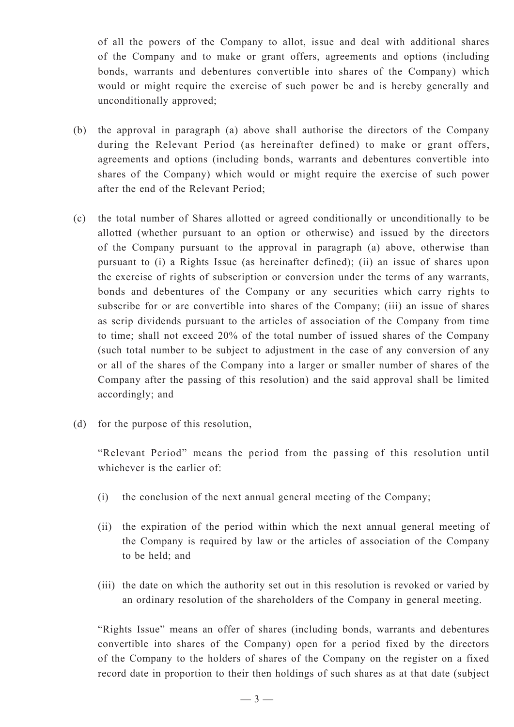of all the powers of the Company to allot, issue and deal with additional shares of the Company and to make or grant offers, agreements and options (including bonds, warrants and debentures convertible into shares of the Company) which would or might require the exercise of such power be and is hereby generally and unconditionally approved;

(b) the approval in paragraph (a) above shall authorise the directors of the Company during the Relevant Period (as hereinafter defined) to make or grant offers, agreements and options (including bonds, warrants and debentures convertible into shares of the Company) which would or might require the exercise of such power after the end of the Relevant Period;

(c) the total number of Shares allotted or agreed conditionally or unconditionally to be allotted (whether pursuant to an option or otherwise) and issued by the directors of the Company pursuant to the approval in paragraph (a) above, otherwise than pursuant to (i) a Rights Issue (as hereinafter defined); (ii) an issue of shares upon the exercise of rights of subscription or conversion under the terms of any warrants, bonds and debentures of the Company or any securities which carry rights to subscribe for or are convertible into shares of the Company; (iii) an issue of shares as scrip dividends pursuant to the articles of association of the Company from time to time; shall not exceed 20% of the total number of issued shares of the Company (such total number to be subject to adjustment in the case of any conversion of any or all of the shares of the Company into a larger or smaller number of shares of the Company after the passing of this resolution) and the said approval shall be limited accordingly; and

(d) for the purpose of this resolution,

"Relevant Period" means the period from the passing of this resolution until whichever is the earlier of:

(i) the conclusion of the next annual general meeting of the Company;

(ii) the expiration of the period within which the next annual general meeting of the Company is required by law or the articles of association of the Company to be held; and

(iii) the date on which the authority set out in this resolution is revoked or varied by an ordinary resolution of the shareholders of the Company in general meeting.

"Rights Issue" means an offer of shares (including bonds, warrants and debentures convertible into shares of the Company) open for a period fixed by the directors of the Company to the holders of shares of the Company on the register on a fixed record date in proportion to their then holdings of such shares as at that date (subject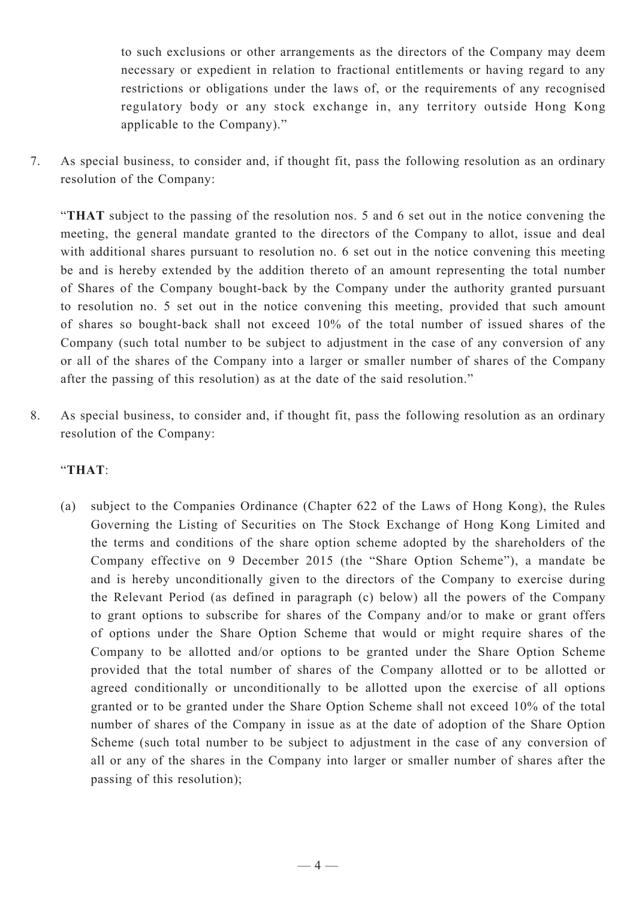to such exclusions or other arrangements as the directors of the Company may deem necessary or expedient in relation to fractional entitlements or having regard to any restrictions or obligations under the laws of, or the requirements of any recognised regulatory body or any stock exchange in, any territory outside Hong Kong applicable to the Company)."

7. As special business, to consider and, if thought fit, pass the following resolution as an ordinary resolution of the Company:

   "**THAT** subject to the passing of the resolution nos. 5 and 6 set out in the notice convening the meeting, the general mandate granted to the directors of the Company to allot, issue and deal with additional shares pursuant to resolution no. 6 set out in the notice convening this meeting be and is hereby extended by the addition thereto of an amount representing the total number of Shares of the Company bought-back by the Company under the authority granted pursuant to resolution no. 5 set out in the notice convening this meeting, provided that such amount of shares so bought-back shall not exceed 10% of the total number of issued shares of the Company (such total number to be subject to adjustment in the case of any conversion of any or all of the shares of the Company into a larger or smaller number of shares of the Company after the passing of this resolution) as at the date of the said resolution."

8. As special business, to consider and, if thought fit, pass the following resolution as an ordinary resolution of the Company:

   "**THAT**:

   (a) subject to the Companies Ordinance (Chapter 622 of the Laws of Hong Kong), the Rules Governing the Listing of Securities on The Stock Exchange of Hong Kong Limited and the terms and conditions of the share option scheme adopted by the shareholders of the Company effective on 9 December 2015 (the "Share Option Scheme"), a mandate be and is hereby unconditionally given to the directors of the Company to exercise during the Relevant Period (as defined in paragraph (c) below) all the powers of the Company to grant options to subscribe for shares of the Company and/or to make or grant offers of options under the Share Option Scheme that would or might require shares of the Company to be allotted and/or options to be granted under the Share Option Scheme provided that the total number of shares of the Company allotted or to be allotted or agreed conditionally or unconditionally to be allotted upon the exercise of all options granted or to be granted under the Share Option Scheme shall not exceed 10% of the total number of shares of the Company in issue as at the date of adoption of the Share Option Scheme (such total number to be subject to adjustment in the case of any conversion of all or any of the shares in the Company into larger or smaller number of shares after the passing of this resolution);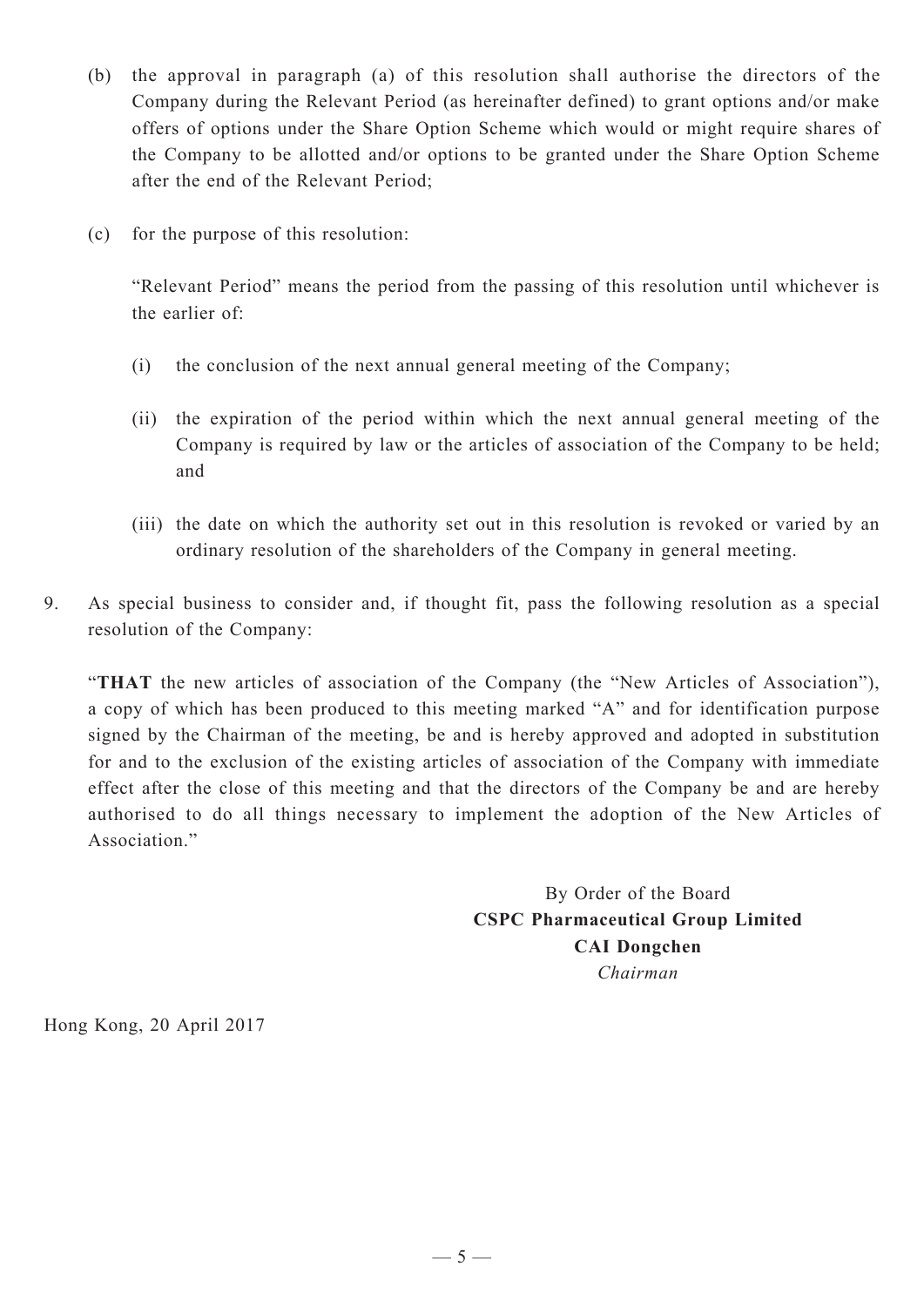(b) the approval in paragraph (a) of this resolution shall authorise the directors of the Company during the Relevant Period (as hereinafter defined) to grant options and/or make offers of options under the Share Option Scheme which would or might require shares of the Company to be allotted and/or options to be granted under the Share Option Scheme after the end of the Relevant Period;

(c) for the purpose of this resolution:

"Relevant Period" means the period from the passing of this resolution until whichever is the earlier of:

(i) the conclusion of the next annual general meeting of the Company;

(ii) the expiration of the period within which the next annual general meeting of the Company is required by law or the articles of association of the Company to be held; and

(iii) the date on which the authority set out in this resolution is revoked or varied by an ordinary resolution of the shareholders of the Company in general meeting.

9. As special business to consider and, if thought fit, pass the following resolution as a special resolution of the Company:

"**THAT** the new articles of association of the Company (the "New Articles of Association"), a copy of which has been produced to this meeting marked "A" and for identification purpose signed by the Chairman of the meeting, be and is hereby approved and adopted in substitution for and to the exclusion of the existing articles of association of the Company with immediate effect after the close of this meeting and that the directors of the Company be and are hereby authorised to do all things necessary to implement the adoption of the New Articles of Association."

By Order of the Board
**CSPC Pharmaceutical Group Limited**
**CAI Dongchen**
*Chairman*

Hong Kong, 20 April 2017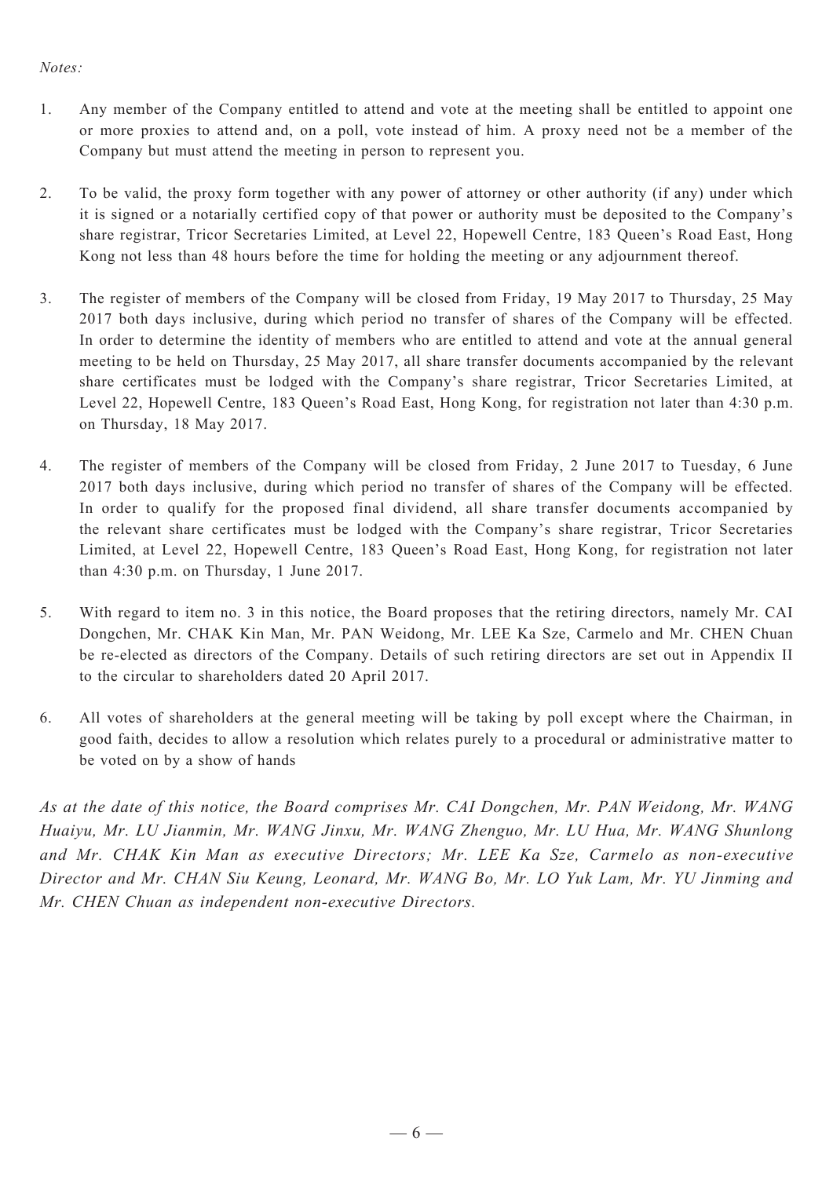*Notes:*

1. Any member of the Company entitled to attend and vote at the meeting shall be entitled to appoint one or more proxies to attend and, on a poll, vote instead of him. A proxy need not be a member of the Company but must attend the meeting in person to represent you.

2. To be valid, the proxy form together with any power of attorney or other authority (if any) under which it is signed or a notarially certified copy of that power or authority must be deposited to the Company's share registrar, Tricor Secretaries Limited, at Level 22, Hopewell Centre, 183 Queen's Road East, Hong Kong not less than 48 hours before the time for holding the meeting or any adjournment thereof.

3. The register of members of the Company will be closed from Friday, 19 May 2017 to Thursday, 25 May 2017 both days inclusive, during which period no transfer of shares of the Company will be effected. In order to determine the identity of members who are entitled to attend and vote at the annual general meeting to be held on Thursday, 25 May 2017, all share transfer documents accompanied by the relevant share certificates must be lodged with the Company's share registrar, Tricor Secretaries Limited, at Level 22, Hopewell Centre, 183 Queen's Road East, Hong Kong, for registration not later than 4:30 p.m. on Thursday, 18 May 2017.

4. The register of members of the Company will be closed from Friday, 2 June 2017 to Tuesday, 6 June 2017 both days inclusive, during which period no transfer of shares of the Company will be effected. In order to qualify for the proposed final dividend, all share transfer documents accompanied by the relevant share certificates must be lodged with the Company's share registrar, Tricor Secretaries Limited, at Level 22, Hopewell Centre, 183 Queen's Road East, Hong Kong, for registration not later than 4:30 p.m. on Thursday, 1 June 2017.

5. With regard to item no. 3 in this notice, the Board proposes that the retiring directors, namely Mr. CAI Dongchen, Mr. CHAK Kin Man, Mr. PAN Weidong, Mr. LEE Ka Sze, Carmelo and Mr. CHEN Chuan be re-elected as directors of the Company. Details of such retiring directors are set out in Appendix II to the circular to shareholders dated 20 April 2017.

6. All votes of shareholders at the general meeting will be taking by poll except where the Chairman, in good faith, decides to allow a resolution which relates purely to a procedural or administrative matter to be voted on by a show of hands

*As at the date of this notice, the Board comprises Mr. CAI Dongchen, Mr. PAN Weidong, Mr. WANG Huaiyu, Mr. LU Jianmin, Mr. WANG Jinxu, Mr. WANG Zhenguo, Mr. LU Hua, Mr. WANG Shunlong and Mr. CHAK Kin Man as executive Directors; Mr. LEE Ka Sze, Carmelo as non-executive Director and Mr. CHAN Siu Keung, Leonard, Mr. WANG Bo, Mr. LO Yuk Lam, Mr. YU Jinming and Mr. CHEN Chuan as independent non-executive Directors.*